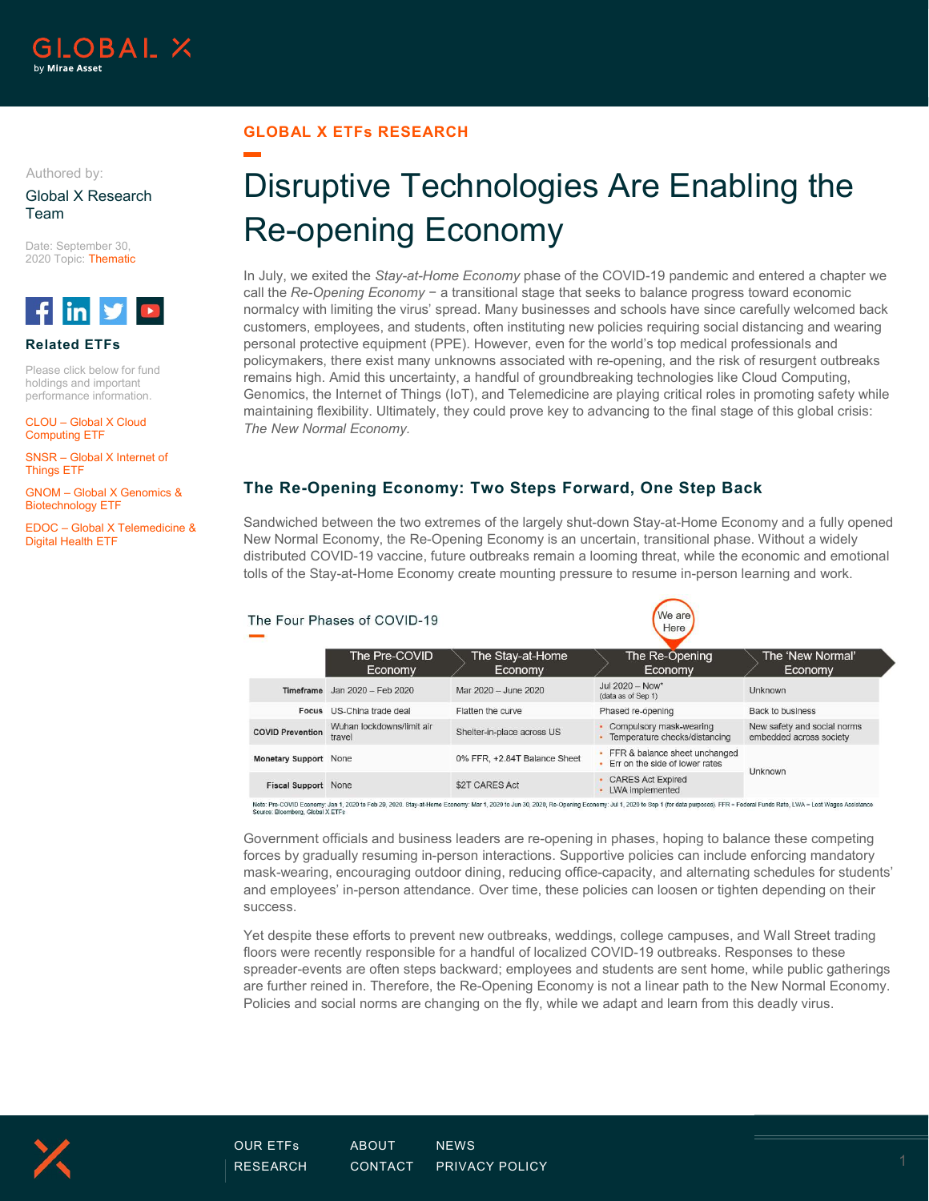# GLOBAL X ETFs RESEARCH

# Disruptive Technologies Are Enabling the Re-opening Economy

Authored by:

Global X Research Team

Date: September 30, 2020 Topic: Thematic

**Related ETFs**

Please click below for fund holdings and important performance information.

CLOU – Global X Cloud Computing ETF

SNSR – Global X Internet of Things ETF

GNOM – Global X Genomics & Biotechnology ETF

EDOC – Global X Telemedicine & Digital Health ETF

In July, we exited the *Stay-at-Home Economy* phase of the COVID-19 pandemic and entered a chapter we call the *Re-Opening Economy* − a transitional stage that seeks to balance progress toward economic normalcy with limiting the virus' spread. Many businesses and schools have since carefully welcomed back customers, employees, and students, often instituting new policies requiring social distancing and wearing personal protective equipment (PPE). However, even for the world's top medical professionals and policymakers, there exist many unknowns associated with re-opening, and the risk of resurgent outbreaks remains high. Amid this uncertainty, a handful of groundbreaking technologies like Cloud Computing, Genomics, the Internet of Things (IoT), and Telemedicine are playing critical roles in promoting safety while maintaining flexibility. Ultimately, they could prove key to advancing to the final stage of this global crisis: *The New Normal Economy*.

## The Re-Opening Economy: Two Steps Forward, One Step Back

Sandwiched between the two extremes of the largely shut-down Stay-at-Home Economy and a fully opened New Normal Economy, the Re-Opening Economy is an uncertain, transitional phase. Without a widely distributed COVID-19 vaccine, future outbreaks remain a looming threat, while the economic and emotional tolls of the Stay-at-Home Economy create mounting pressure to resume in-person learning and work.

The Four Phases of COVID-19

We are Here

| | The Pre-COVID Economy | The Stay-at-Home Economy | The Re-Opening Economy | The 'New Normal' Economy |
|---|---|---|---|---|
| **Timeframe** | Jan 2020 – Feb 2020 | Mar 2020 – June 2020 | Jul 2020 – Now* (data as of Sep 1) | Unknown |
| **Focus** | US-China trade deal | Flatten the curve | Phased re-opening | Back to business |
| **COVID Prevention** | Wuhan lockdowns/limit air travel | Shelter-in-place across US | • Compulsory mask-wearing<br>• Temperature checks/distancing | New safety and social norms embedded across society |
| **Monetary Support** | None | 0% FFR, +2.84T Balance Sheet | • FFR & balance sheet unchanged<br>• Err on the side of lower rates | Unknown |
| **Fiscal Support** | None | $2T CARES Act | • CARES Act Expired<br>• LWA implemented | |

Note: Pre-COVID Economy: Jan 1, 2020 to Feb 29, 2020. Stay-at-Home Economy: Mar 1, 2020 to Jun 30, 2020, Re-Opening Economy: Jul 1, 2020 to Sep 1 (for data purposes). FFR = Federal Funds Rate, LWA = Lost Wages Assistance
Source: Bloomberg, Global X ETFs

Government officials and business leaders are re-opening in phases, hoping to balance these competing forces by gradually resuming in-person interactions. Supportive policies can include enforcing mandatory mask-wearing, encouraging outdoor dining, reducing office-capacity, and alternating schedules for students' and employees' in-person attendance. Over time, these policies can loosen or tighten depending on their success.

Yet despite these efforts to prevent new outbreaks, weddings, college campuses, and Wall Street trading floors were recently responsible for a handful of localized COVID-19 outbreaks. Responses to these spreader-events are often steps backward; employees and students are sent home, while public gatherings are further reined in. Therefore, the Re-Opening Economy is not a linear path to the New Normal Economy. Policies and social norms are changing on the fly, while we adapt and learn from this deadly virus.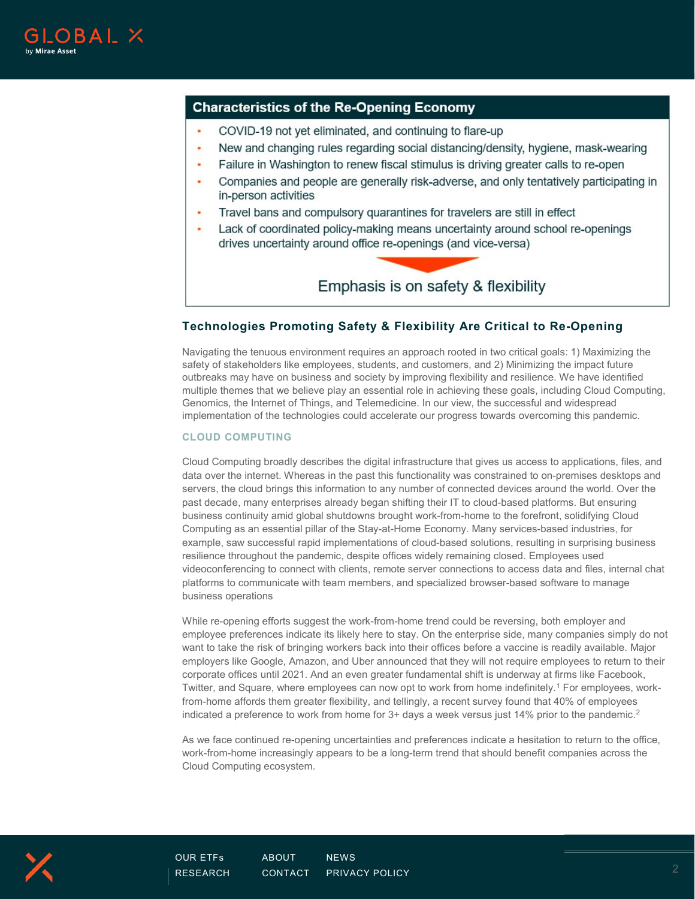## Characteristics of the Re-Opening Economy

- COVID-19 not yet eliminated, and continuing to flare-up
- New and changing rules regarding social distancing/density, hygiene, mask-wearing
- Failure in Washington to renew fiscal stimulus is driving greater calls to re-open
- Companies and people are generally risk-adverse, and only tentatively participating in in-person activities
- Travel bans and compulsory quarantines for travelers are still in effect
- Lack of coordinated policy-making means uncertainty around school re-openings drives uncertainty around office re-openings (and vice-versa)

Emphasis is on safety & flexibility

## Technologies Promoting Safety & Flexibility Are Critical to Re-Opening

Navigating the tenuous environment requires an approach rooted in two critical goals: 1) Maximizing the safety of stakeholders like employees, students, and customers, and 2) Minimizing the impact future outbreaks may have on business and society by improving flexibility and resilience. We have identified multiple themes that we believe play an essential role in achieving these goals, including Cloud Computing, Genomics, the Internet of Things, and Telemedicine. In our view, the successful and widespread implementation of the technologies could accelerate our progress towards overcoming this pandemic.

### CLOUD COMPUTING

Cloud Computing broadly describes the digital infrastructure that gives us access to applications, files, and data over the internet. Whereas in the past this functionality was constrained to on-premises desktops and servers, the cloud brings this information to any number of connected devices around the world. Over the past decade, many enterprises already began shifting their IT to cloud-based platforms. But ensuring business continuity amid global shutdowns brought work-from-home to the forefront, solidifying Cloud Computing as an essential pillar of the Stay-at-Home Economy. Many services-based industries, for example, saw successful rapid implementations of cloud-based solutions, resulting in surprising business resilience throughout the pandemic, despite offices widely remaining closed. Employees used videoconferencing to connect with clients, remote server connections to access data and files, internal chat platforms to communicate with team members, and specialized browser-based software to manage business operations

While re-opening efforts suggest the work-from-home trend could be reversing, both employer and employee preferences indicate its likely here to stay. On the enterprise side, many companies simply do not want to take the risk of bringing workers back into their offices before a vaccine is readily available. Major employers like Google, Amazon, and Uber announced that they will not require employees to return to their corporate offices until 2021. And an even greater fundamental shift is underway at firms like Facebook, Twitter, and Square, where employees can now opt to work from home indefinitely.[1] For employees, work-from-home affords them greater flexibility, and tellingly, a recent survey found that 40% of employees indicated a preference to work from home for 3+ days a week versus just 14% prior to the pandemic.[2]

As we face continued re-opening uncertainties and preferences indicate a hesitation to return to the office, work-from-home increasingly appears to be a long-term trend that should benefit companies across the Cloud Computing ecosystem.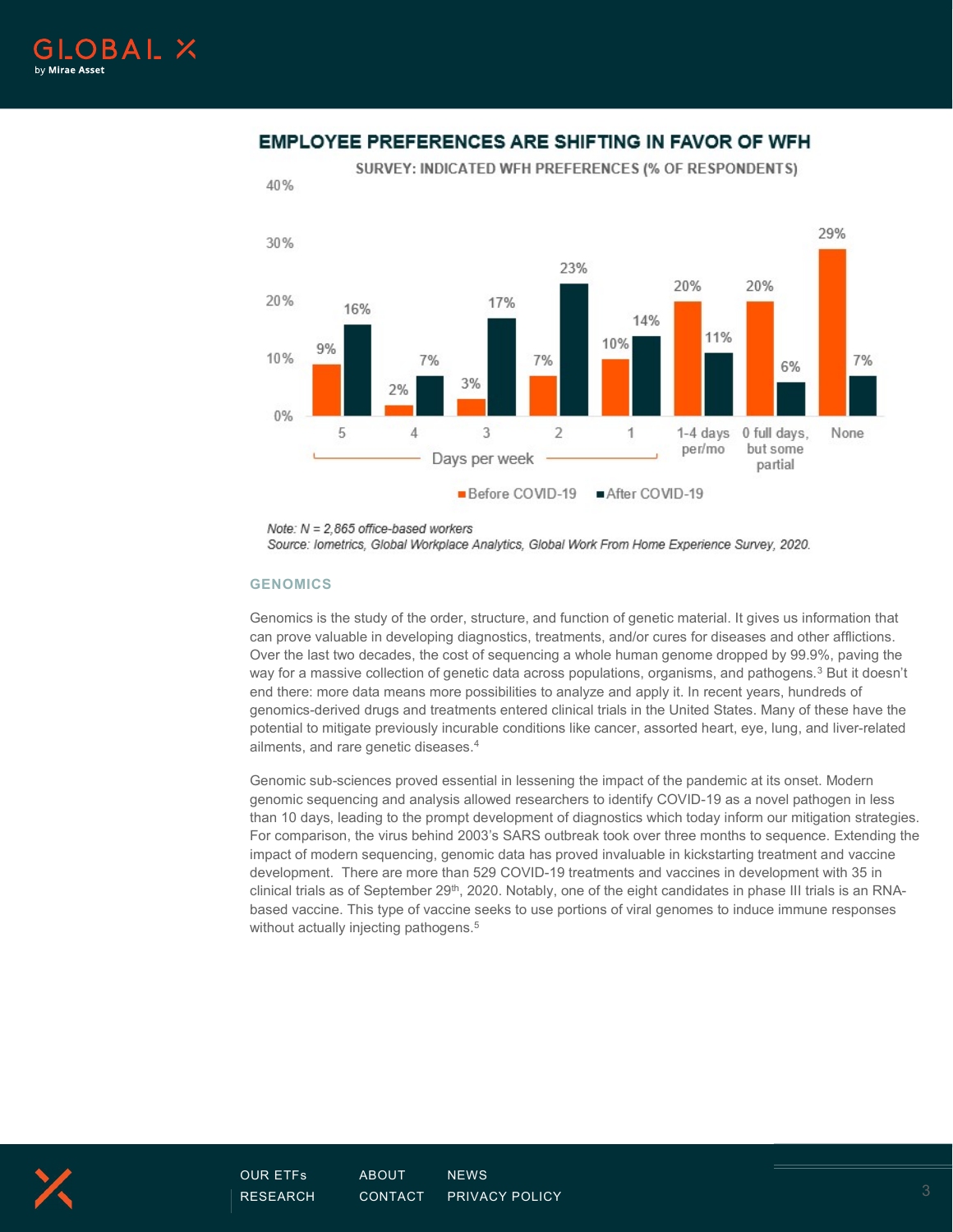**EMPLOYEE PREFERENCES ARE SHIFTING IN FAVOR OF WFH**

SURVEY: INDICATED WFH PREFERENCES (% OF RESPONDENTS)

40%
30%
20%
10%
0%

9% 16%
2% 7%
3% 17%
7% 23%
10% 14%
20% 11%
20% 6%
29% 7%

5
4
3
2
1
Days per week
1-4 days per/mo
0 full days, but some partial
None

Before COVID-19
After COVID-19

*Note: N = 2,865 office-based workers*
*Source: Iometrics, Global Workplace Analytics, Global Work From Home Experience Survey, 2020.*

## GENOMICS

Genomics is the study of the order, structure, and function of genetic material. It gives us information that can prove valuable in developing diagnostics, treatments, and/or cures for diseases and other afflictions. Over the last two decades, the cost of sequencing a whole human genome dropped by 99.9%, paving the way for a massive collection of genetic data across populations, organisms, and pathogens.[3] But it doesn't end there: more data means more possibilities to analyze and apply it. In recent years, hundreds of genomics-derived drugs and treatments entered clinical trials in the United States. Many of these have the potential to mitigate previously incurable conditions like cancer, assorted heart, eye, lung, and liver-related ailments, and rare genetic diseases.[4]

Genomic sub-sciences proved essential in lessening the impact of the pandemic at its onset. Modern genomic sequencing and analysis allowed researchers to identify COVID-19 as a novel pathogen in less than 10 days, leading to the prompt development of diagnostics which today inform our mitigation strategies. For comparison, the virus behind 2003's SARS outbreak took over three months to sequence. Extending the impact of modern sequencing, genomic data has proved invaluable in kickstarting treatment and vaccine development. There are more than 529 COVID-19 treatments and vaccines in development with 35 in clinical trials as of September 29th, 2020. Notably, one of the eight candidates in phase III trials is an RNA-based vaccine. This type of vaccine seeks to use portions of viral genomes to induce immune responses without actually injecting pathogens.[5]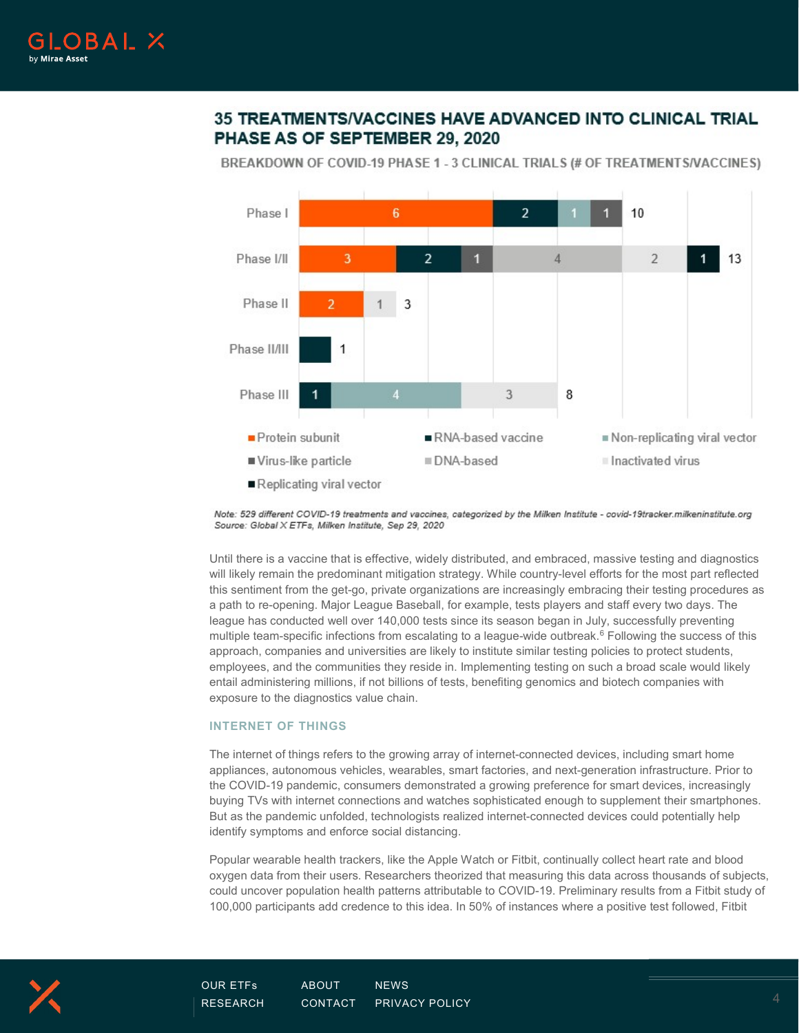## 35 TREATMENTS/VACCINES HAVE ADVANCED INTO CLINICAL TRIAL PHASE AS OF SEPTEMBER 29, 2020

BREAKDOWN OF COVID-19 PHASE 1 - 3 CLINICAL TRIALS (# OF TREATMENTS/VACCINES)

Phase I: 6, 2, 1, 1 — 10

Phase I/II: 3, 2, 1, 4, 2, 1 — 13

Phase II: 2, 1 — 3

Phase II/III: 1

Phase III: 1, 4, 3 — 8

Protein subunit
RNA-based vaccine
Non-replicating viral vector
Virus-like particle
DNA-based
Inactivated virus
Replicating viral vector

*Note: 529 different COVID-19 treatments and vaccines, categorized by the Milken Institute - covid-19tracker.milkeninstitute.org*
*Source: Global X ETFs, Milken Institute, Sep 29, 2020*

Until there is a vaccine that is effective, widely distributed, and embraced, massive testing and diagnostics will likely remain the predominant mitigation strategy. While country-level efforts for the most part reflected this sentiment from the get-go, private organizations are increasingly embracing their testing procedures as a path to re-opening. Major League Baseball, for example, tests players and staff every two days. The league has conducted well over 140,000 tests since its season began in July, successfully preventing multiple team-specific infections from escalating to a league-wide outbreak.[6] Following the success of this approach, companies and universities are likely to institute similar testing policies to protect students, employees, and the communities they reside in. Implementing testing on such a broad scale would likely entail administering millions, if not billions of tests, benefiting genomics and biotech companies with exposure to the diagnostics value chain.

### INTERNET OF THINGS

The internet of things refers to the growing array of internet-connected devices, including smart home appliances, autonomous vehicles, wearables, smart factories, and next-generation infrastructure. Prior to the COVID-19 pandemic, consumers demonstrated a growing preference for smart devices, increasingly buying TVs with internet connections and watches sophisticated enough to supplement their smartphones. But as the pandemic unfolded, technologists realized internet-connected devices could potentially help identify symptoms and enforce social distancing.

Popular wearable health trackers, like the Apple Watch or Fitbit, continually collect heart rate and blood oxygen data from their users. Researchers theorized that measuring this data across thousands of subjects, could uncover population health patterns attributable to COVID-19. Preliminary results from a Fitbit study of 100,000 participants add credence to this idea. In 50% of instances where a positive test followed, Fitbit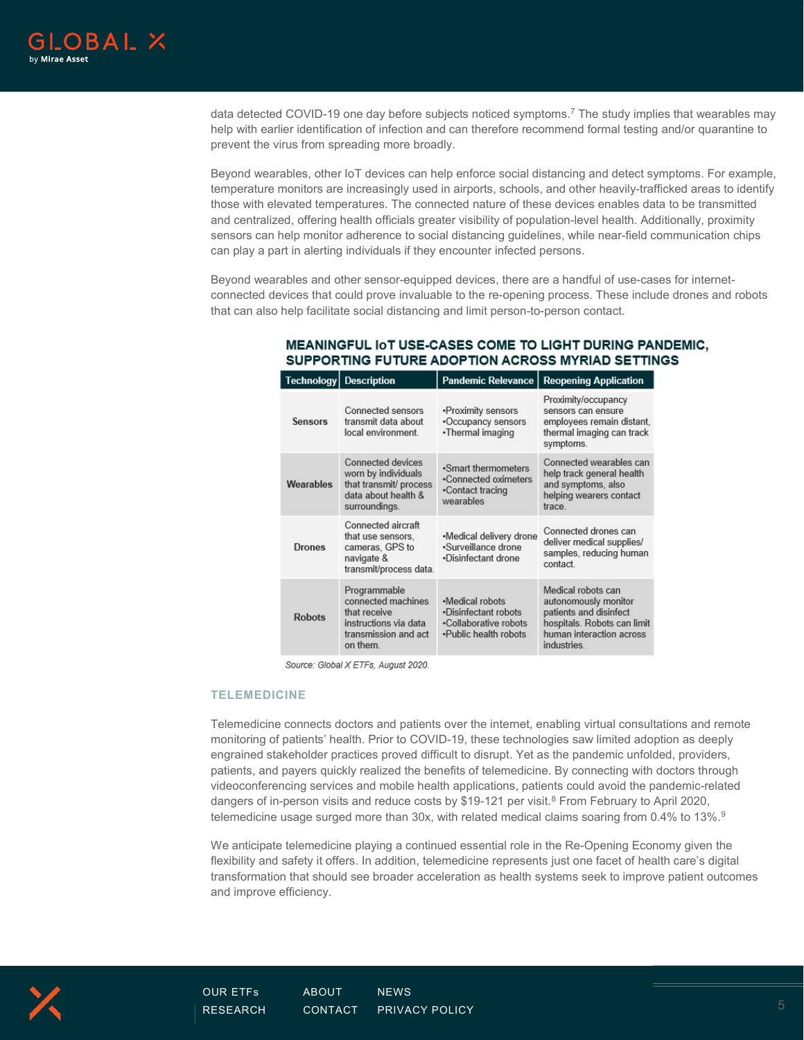data detected COVID-19 one day before subjects noticed symptoms.[7] The study implies that wearables may help with earlier identification of infection and can therefore recommend formal testing and/or quarantine to prevent the virus from spreading more broadly.

Beyond wearables, other IoT devices can help enforce social distancing and detect symptoms. For example, temperature monitors are increasingly used in airports, schools, and other heavily-trafficked areas to identify those with elevated temperatures. The connected nature of these devices enables data to be transmitted and centralized, offering health officials greater visibility of population-level health. Additionally, proximity sensors can help monitor adherence to social distancing guidelines, while near-field communication chips can play a part in alerting individuals if they encounter infected persons.

Beyond wearables and other sensor-equipped devices, there are a handful of use-cases for internet-connected devices that could prove invaluable to the re-opening process. These include drones and robots that can also help facilitate social distancing and limit person-to-person contact.

**MEANINGFUL IoT USE-CASES COME TO LIGHT DURING PANDEMIC, SUPPORTING FUTURE ADOPTION ACROSS MYRIAD SETTINGS**

| Technology | Description | Pandemic Relevance | Reopening Application |
|---|---|---|---|
| **Sensors** | Connected sensors transmit data about local environment. | •Proximity sensors<br>•Occupancy sensors<br>•Thermal imaging | Proximity/occupancy sensors can ensure employees remain distant, thermal imaging can track symptoms. |
| **Wearables** | Connected devices worn by individuals that transmit/ process data about health & surroundings. | •Smart thermometers<br>•Connected oximeters<br>•Contact tracing wearables | Connected wearables can help track general health and symptoms, also helping wearers contact trace. |
| **Drones** | Connected aircraft that use sensors, cameras, GPS to navigate & transmit/process data. | •Medical delivery drone<br>•Surveillance drone<br>•Disinfectant drone | Connected drones can deliver medical supplies/ samples, reducing human contact. |
| **Robots** | Programmable connected machines that receive instructions via data transmission and act on them. | •Medical robots<br>•Disinfectant robots<br>•Collaborative robots<br>•Public health robots | Medical robots can autonomously monitor patients and disinfect hospitals. Robots can limit human interaction across industries. |

*Source: Global X ETFs, August 2020.*

### TELEMEDICINE

Telemedicine connects doctors and patients over the internet, enabling virtual consultations and remote monitoring of patients' health. Prior to COVID-19, these technologies saw limited adoption as deeply engrained stakeholder practices proved difficult to disrupt. Yet as the pandemic unfolded, providers, patients, and payers quickly realized the benefits of telemedicine. By connecting with doctors through videoconferencing services and mobile health applications, patients could avoid the pandemic-related dangers of in-person visits and reduce costs by $19-121 per visit.[8] From February to April 2020, telemedicine usage surged more than 30x, with related medical claims soaring from 0.4% to 13%.[9]

We anticipate telemedicine playing a continued essential role in the Re-Opening Economy given the flexibility and safety it offers. In addition, telemedicine represents just one facet of health care's digital transformation that should see broader acceleration as health systems seek to improve patient outcomes and improve efficiency.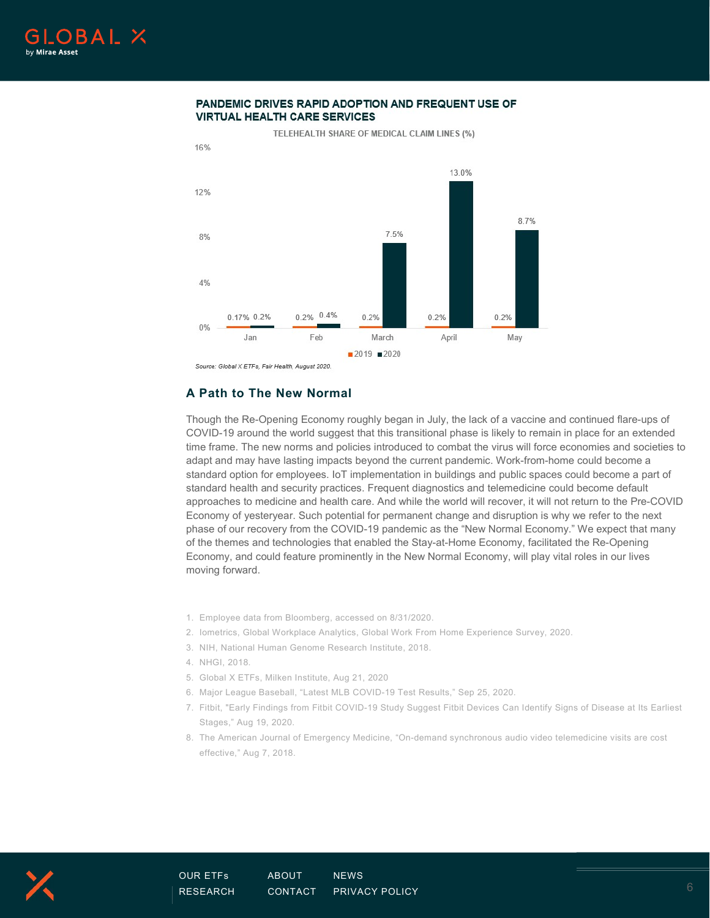**PANDEMIC DRIVES RAPID ADOPTION AND FREQUENT USE OF VIRTUAL HEALTH CARE SERVICES**

TELEHEALTH SHARE OF MEDICAL CLAIM LINES (%)

16%
12%
8%
4%
0%

Jan: 0.17% 0.2%
Feb: 0.2% 0.4%
March: 0.2% 7.5%
April: 0.2% 13.0%
May: 0.2% 8.7%

2019 2020

*Source: Global X ETFs, Fair Health, August 2020.*

## A Path to The New Normal

Though the Re-Opening Economy roughly began in July, the lack of a vaccine and continued flare-ups of COVID-19 around the world suggest that this transitional phase is likely to remain in place for an extended time frame. The new norms and policies introduced to combat the virus will force economies and societies to adapt and may have lasting impacts beyond the current pandemic. Work-from-home could become a standard option for employees. IoT implementation in buildings and public spaces could become a part of standard health and security practices. Frequent diagnostics and telemedicine could become default approaches to medicine and health care. And while the world will recover, it will not return to the Pre-COVID Economy of yesteryear. Such potential for permanent change and disruption is why we refer to the next phase of our recovery from the COVID-19 pandemic as the "New Normal Economy." We expect that many of the themes and technologies that enabled the Stay-at-Home Economy, facilitated the Re-Opening Economy, and could feature prominently in the New Normal Economy, will play vital roles in our lives moving forward.

1. Employee data from Bloomberg, accessed on 8/31/2020.
2. Iometrics, Global Workplace Analytics, Global Work From Home Experience Survey, 2020.
3. NIH, National Human Genome Research Institute, 2018.
4. NHGI, 2018.
5. Global X ETFs, Milken Institute, Aug 21, 2020
6. Major League Baseball, "Latest MLB COVID-19 Test Results," Sep 25, 2020.
7. Fitbit, "Early Findings from Fitbit COVID-19 Study Suggest Fitbit Devices Can Identify Signs of Disease at Its Earliest Stages," Aug 19, 2020.
8. The American Journal of Emergency Medicine, "On-demand synchronous audio video telemedicine visits are cost effective," Aug 7, 2018.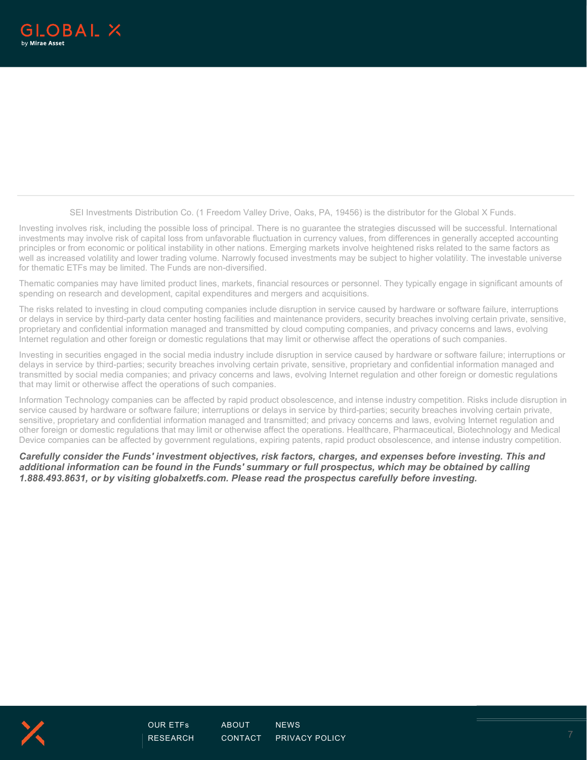SEI Investments Distribution Co. (1 Freedom Valley Drive, Oaks, PA, 19456) is the distributor for the Global X Funds.

Investing involves risk, including the possible loss of principal. There is no guarantee the strategies discussed will be successful. International investments may involve risk of capital loss from unfavorable fluctuation in currency values, from differences in generally accepted accounting principles or from economic or political instability in other nations. Emerging markets involve heightened risks related to the same factors as well as increased volatility and lower trading volume. Narrowly focused investments may be subject to higher volatility. The investable universe for thematic ETFs may be limited. The Funds are non-diversified.

Thematic companies may have limited product lines, markets, financial resources or personnel. They typically engage in significant amounts of spending on research and development, capital expenditures and mergers and acquisitions.

The risks related to investing in cloud computing companies include disruption in service caused by hardware or software failure, interruptions or delays in service by third-party data center hosting facilities and maintenance providers, security breaches involving certain private, sensitive, proprietary and confidential information managed and transmitted by cloud computing companies, and privacy concerns and laws, evolving Internet regulation and other foreign or domestic regulations that may limit or otherwise affect the operations of such companies.

Investing in securities engaged in the social media industry include disruption in service caused by hardware or software failure; interruptions or delays in service by third-parties; security breaches involving certain private, sensitive, proprietary and confidential information managed and transmitted by social media companies; and privacy concerns and laws, evolving Internet regulation and other foreign or domestic regulations that may limit or otherwise affect the operations of such companies.

Information Technology companies can be affected by rapid product obsolescence, and intense industry competition. Risks include disruption in service caused by hardware or software failure; interruptions or delays in service by third-parties; security breaches involving certain private, sensitive, proprietary and confidential information managed and transmitted; and privacy concerns and laws, evolving Internet regulation and other foreign or domestic regulations that may limit or otherwise affect the operations. Healthcare, Pharmaceutical, Biotechnology and Medical Device companies can be affected by government regulations, expiring patents, rapid product obsolescence, and intense industry competition.

***Carefully consider the Funds' investment objectives, risk factors, charges, and expenses before investing. This and additional information can be found in the Funds' summary or full prospectus, which may be obtained by calling 1.888.493.8631, or by visiting globalxetfs.com. Please read the prospectus carefully before investing.***